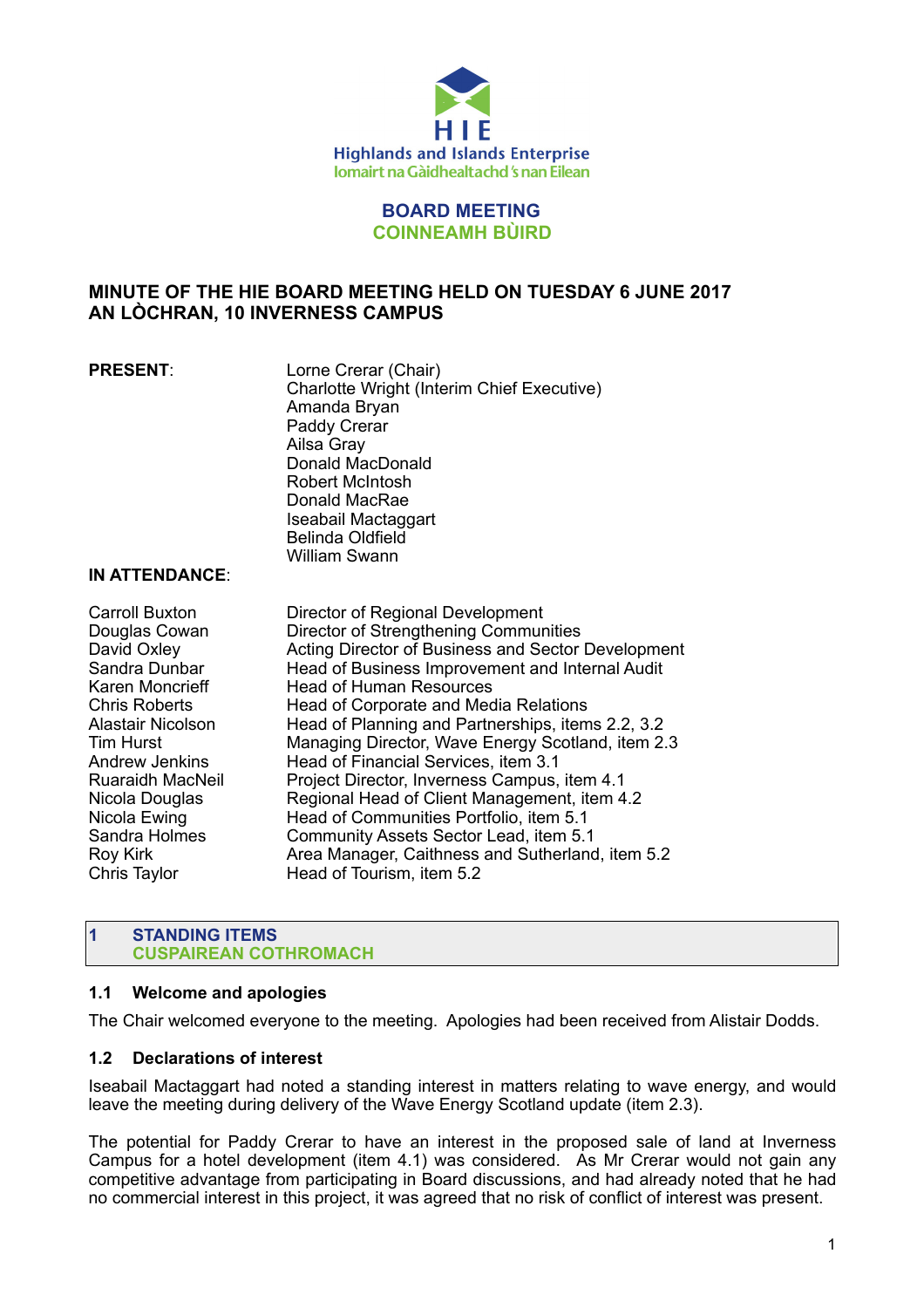Highlands and Islands Enterprise
Iomairt na Gàidhealtachd 's nan Eilean

# BOARD MEETING
# COINNEAMH BÙIRD

## MINUTE OF THE HIE BOARD MEETING HELD ON TUESDAY 6 JUNE 2017 AN LÒCHRAN, 10 INVERNESS CAMPUS

**PRESENT**:

Lorne Crerar (Chair)
Charlotte Wright (Interim Chief Executive)
Amanda Bryan
Paddy Crerar
Ailsa Gray
Donald MacDonald
Robert McIntosh
Donald MacRae
Iseabail Mactaggart
Belinda Oldfield
William Swann

**IN ATTENDANCE**:

| | |
|---|---|
| Carroll Buxton | Director of Regional Development |
| Douglas Cowan | Director of Strengthening Communities |
| David Oxley | Acting Director of Business and Sector Development |
| Sandra Dunbar | Head of Business Improvement and Internal Audit |
| Karen Moncrieff | Head of Human Resources |
| Chris Roberts | Head of Corporate and Media Relations |
| Alastair Nicolson | Head of Planning and Partnerships, items 2.2, 3.2 |
| Tim Hurst | Managing Director, Wave Energy Scotland, item 2.3 |
| Andrew Jenkins | Head of Financial Services, item 3.1 |
| Ruaraidh MacNeil | Project Director, Inverness Campus, item 4.1 |
| Nicola Douglas | Regional Head of Client Management, item 4.2 |
| Nicola Ewing | Head of Communities Portfolio, item 5.1 |
| Sandra Holmes | Community Assets Sector Lead, item 5.1 |
| Roy Kirk | Area Manager, Caithness and Sutherland, item 5.2 |
| Chris Taylor | Head of Tourism, item 5.2 |

## 1 STANDING ITEMS
## CUSPAIREAN COTHROMACH

### 1.1 Welcome and apologies

The Chair welcomed everyone to the meeting. Apologies had been received from Alistair Dodds.

### 1.2 Declarations of interest

Iseabail Mactaggart had noted a standing interest in matters relating to wave energy, and would leave the meeting during delivery of the Wave Energy Scotland update (item 2.3).

The potential for Paddy Crerar to have an interest in the proposed sale of land at Inverness Campus for a hotel development (item 4.1) was considered. As Mr Crerar would not gain any competitive advantage from participating in Board discussions, and had already noted that he had no commercial interest in this project, it was agreed that no risk of conflict of interest was present.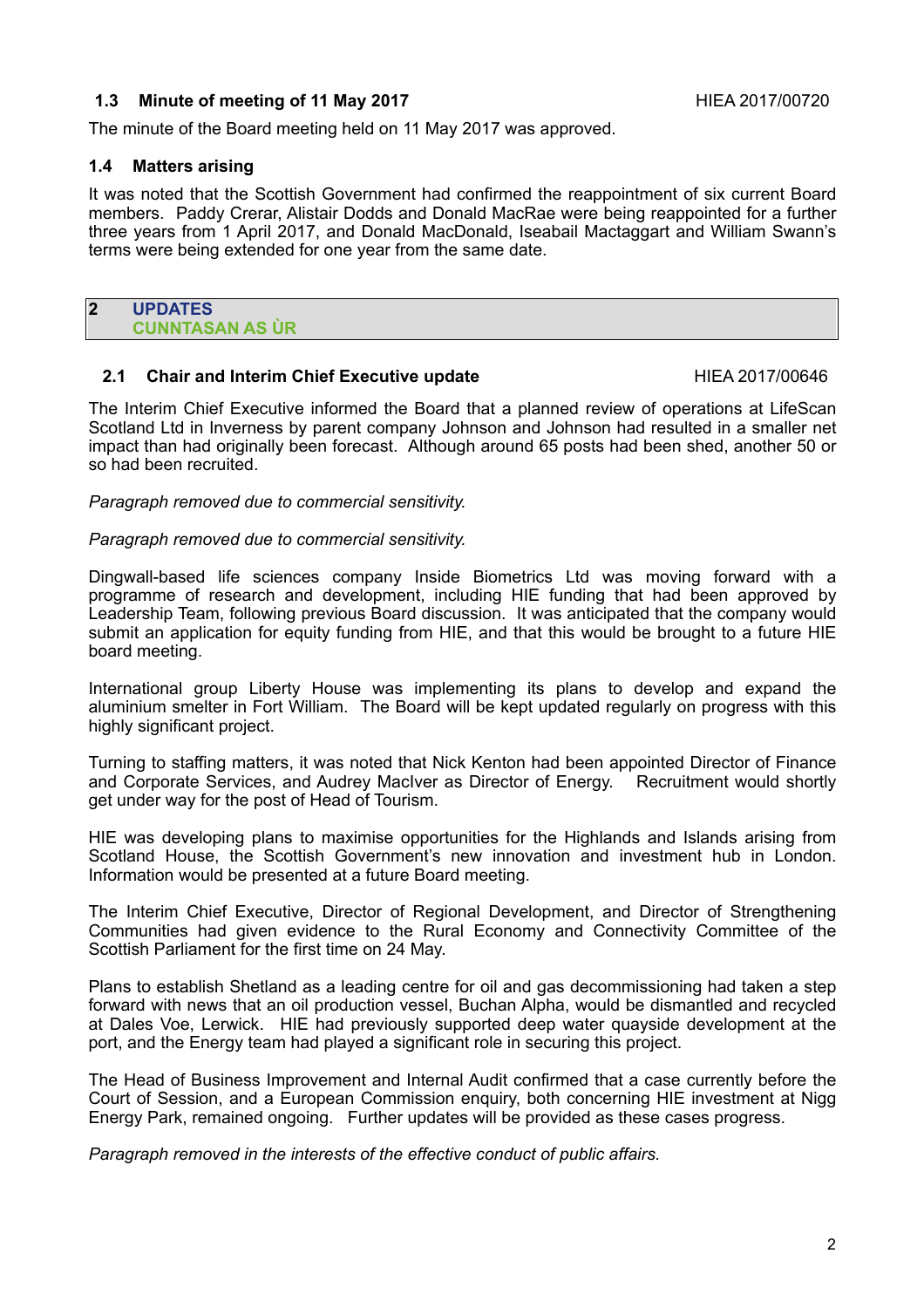### 1.3 Minute of meeting of 11 May 2017 HIEA 2017/00720

The minute of the Board meeting held on 11 May 2017 was approved.

### 1.4 Matters arising

It was noted that the Scottish Government had confirmed the reappointment of six current Board members. Paddy Crerar, Alistair Dodds and Donald MacRae were being reappointed for a further three years from 1 April 2017, and Donald MacDonald, Iseabail Mactaggart and William Swann's terms were being extended for one year from the same date.

## 2 UPDATES
## CUNNTASAN AS ÙR

### 2.1 Chair and Interim Chief Executive update HIEA 2017/00646

The Interim Chief Executive informed the Board that a planned review of operations at LifeScan Scotland Ltd in Inverness by parent company Johnson and Johnson had resulted in a smaller net impact than had originally been forecast. Although around 65 posts had been shed, another 50 or so had been recruited.

*Paragraph removed due to commercial sensitivity.*

*Paragraph removed due to commercial sensitivity.*

Dingwall-based life sciences company Inside Biometrics Ltd was moving forward with a programme of research and development, including HIE funding that had been approved by Leadership Team, following previous Board discussion. It was anticipated that the company would submit an application for equity funding from HIE, and that this would be brought to a future HIE board meeting.

International group Liberty House was implementing its plans to develop and expand the aluminium smelter in Fort William. The Board will be kept updated regularly on progress with this highly significant project.

Turning to staffing matters, it was noted that Nick Kenton had been appointed Director of Finance and Corporate Services, and Audrey MacIver as Director of Energy. Recruitment would shortly get under way for the post of Head of Tourism.

HIE was developing plans to maximise opportunities for the Highlands and Islands arising from Scotland House, the Scottish Government's new innovation and investment hub in London. Information would be presented at a future Board meeting.

The Interim Chief Executive, Director of Regional Development, and Director of Strengthening Communities had given evidence to the Rural Economy and Connectivity Committee of the Scottish Parliament for the first time on 24 May.

Plans to establish Shetland as a leading centre for oil and gas decommissioning had taken a step forward with news that an oil production vessel, Buchan Alpha, would be dismantled and recycled at Dales Voe, Lerwick. HIE had previously supported deep water quayside development at the port, and the Energy team had played a significant role in securing this project.

The Head of Business Improvement and Internal Audit confirmed that a case currently before the Court of Session, and a European Commission enquiry, both concerning HIE investment at Nigg Energy Park, remained ongoing. Further updates will be provided as these cases progress.

*Paragraph removed in the interests of the effective conduct of public affairs.*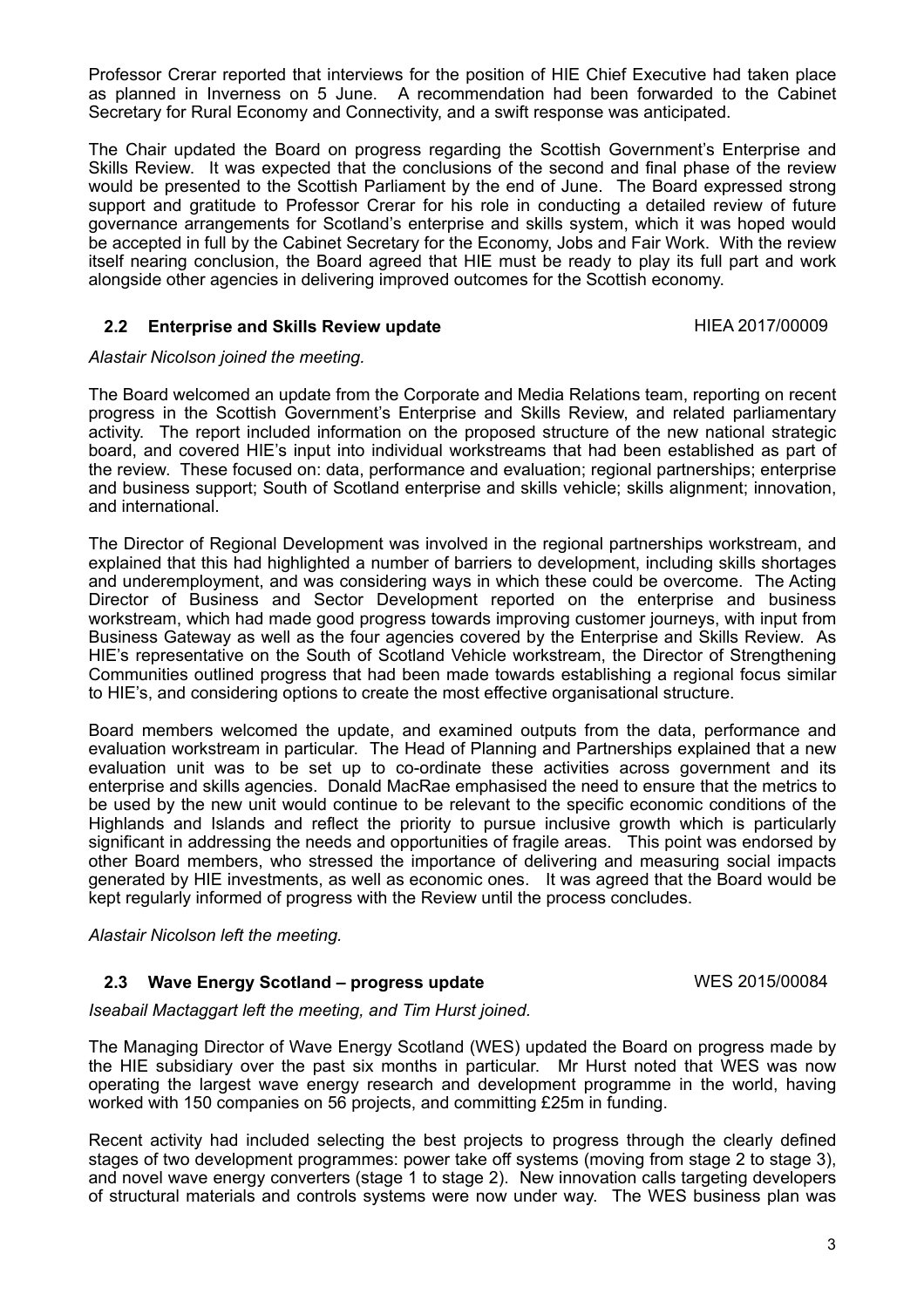Professor Crerar reported that interviews for the position of HIE Chief Executive had taken place as planned in Inverness on 5 June. A recommendation had been forwarded to the Cabinet Secretary for Rural Economy and Connectivity, and a swift response was anticipated.

The Chair updated the Board on progress regarding the Scottish Government's Enterprise and Skills Review. It was expected that the conclusions of the second and final phase of the review would be presented to the Scottish Parliament by the end of June. The Board expressed strong support and gratitude to Professor Crerar for his role in conducting a detailed review of future governance arrangements for Scotland's enterprise and skills system, which it was hoped would be accepted in full by the Cabinet Secretary for the Economy, Jobs and Fair Work. With the review itself nearing conclusion, the Board agreed that HIE must be ready to play its full part and work alongside other agencies in delivering improved outcomes for the Scottish economy.

### 2.2 Enterprise and Skills Review update — HIEA 2017/00009

*Alastair Nicolson joined the meeting.*

The Board welcomed an update from the Corporate and Media Relations team, reporting on recent progress in the Scottish Government's Enterprise and Skills Review, and related parliamentary activity. The report included information on the proposed structure of the new national strategic board, and covered HIE's input into individual workstreams that had been established as part of the review. These focused on: data, performance and evaluation; regional partnerships; enterprise and business support; South of Scotland enterprise and skills vehicle; skills alignment; innovation, and international.

The Director of Regional Development was involved in the regional partnerships workstream, and explained that this had highlighted a number of barriers to development, including skills shortages and underemployment, and was considering ways in which these could be overcome. The Acting Director of Business and Sector Development reported on the enterprise and business workstream, which had made good progress towards improving customer journeys, with input from Business Gateway as well as the four agencies covered by the Enterprise and Skills Review. As HIE's representative on the South of Scotland Vehicle workstream, the Director of Strengthening Communities outlined progress that had been made towards establishing a regional focus similar to HIE's, and considering options to create the most effective organisational structure.

Board members welcomed the update, and examined outputs from the data, performance and evaluation workstream in particular. The Head of Planning and Partnerships explained that a new evaluation unit was to be set up to co-ordinate these activities across government and its enterprise and skills agencies. Donald MacRae emphasised the need to ensure that the metrics to be used by the new unit would continue to be relevant to the specific economic conditions of the Highlands and Islands and reflect the priority to pursue inclusive growth which is particularly significant in addressing the needs and opportunities of fragile areas. This point was endorsed by other Board members, who stressed the importance of delivering and measuring social impacts generated by HIE investments, as well as economic ones. It was agreed that the Board would be kept regularly informed of progress with the Review until the process concludes.

*Alastair Nicolson left the meeting.*

### 2.3 Wave Energy Scotland – progress update — WES 2015/00084

*Iseabail Mactaggart left the meeting, and Tim Hurst joined.*

The Managing Director of Wave Energy Scotland (WES) updated the Board on progress made by the HIE subsidiary over the past six months in particular. Mr Hurst noted that WES was now operating the largest wave energy research and development programme in the world, having worked with 150 companies on 56 projects, and committing £25m in funding.

Recent activity had included selecting the best projects to progress through the clearly defined stages of two development programmes: power take off systems (moving from stage 2 to stage 3), and novel wave energy converters (stage 1 to stage 2). New innovation calls targeting developers of structural materials and controls systems were now under way. The WES business plan was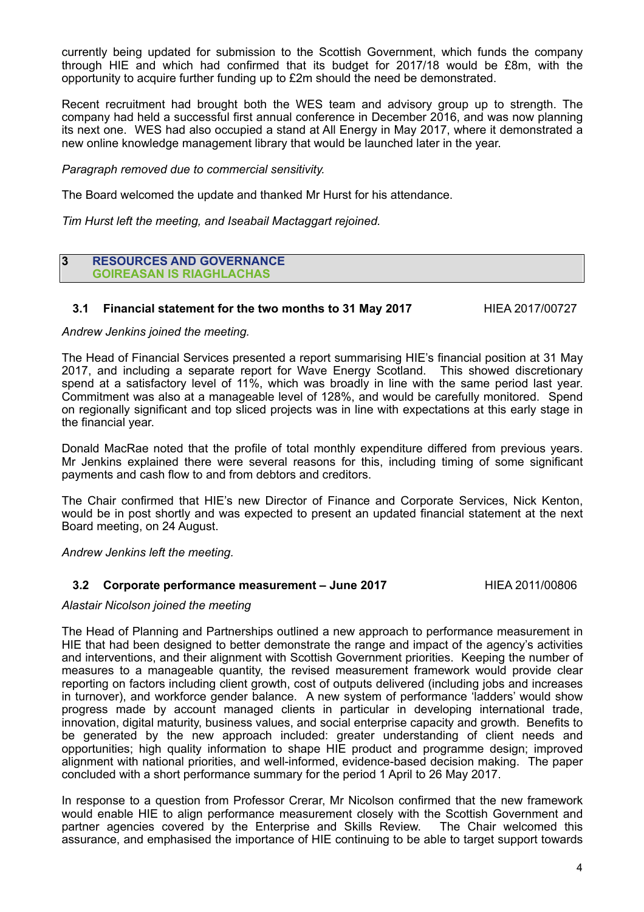currently being updated for submission to the Scottish Government, which funds the company through HIE and which had confirmed that its budget for 2017/18 would be £8m, with the opportunity to acquire further funding up to £2m should the need be demonstrated.

Recent recruitment had brought both the WES team and advisory group up to strength. The company had held a successful first annual conference in December 2016, and was now planning its next one. WES had also occupied a stand at All Energy in May 2017, where it demonstrated a new online knowledge management library that would be launched later in the year.

*Paragraph removed due to commercial sensitivity.*

The Board welcomed the update and thanked Mr Hurst for his attendance.

*Tim Hurst left the meeting, and Iseabail Mactaggart rejoined.*

## 3 RESOURCES AND GOVERNANCE
## GOIREASAN IS RIAGHLACHAS

### 3.1 Financial statement for the two months to 31 May 2017 — HIEA 2017/00727

*Andrew Jenkins joined the meeting.*

The Head of Financial Services presented a report summarising HIE's financial position at 31 May 2017, and including a separate report for Wave Energy Scotland. This showed discretionary spend at a satisfactory level of 11%, which was broadly in line with the same period last year. Commitment was also at a manageable level of 128%, and would be carefully monitored. Spend on regionally significant and top sliced projects was in line with expectations at this early stage in the financial year.

Donald MacRae noted that the profile of total monthly expenditure differed from previous years. Mr Jenkins explained there were several reasons for this, including timing of some significant payments and cash flow to and from debtors and creditors.

The Chair confirmed that HIE's new Director of Finance and Corporate Services, Nick Kenton, would be in post shortly and was expected to present an updated financial statement at the next Board meeting, on 24 August.

*Andrew Jenkins left the meeting.*

### 3.2 Corporate performance measurement – June 2017 — HIEA 2011/00806

*Alastair Nicolson joined the meeting*

The Head of Planning and Partnerships outlined a new approach to performance measurement in HIE that had been designed to better demonstrate the range and impact of the agency's activities and interventions, and their alignment with Scottish Government priorities. Keeping the number of measures to a manageable quantity, the revised measurement framework would provide clear reporting on factors including client growth, cost of outputs delivered (including jobs and increases in turnover), and workforce gender balance. A new system of performance 'ladders' would show progress made by account managed clients in particular in developing international trade, innovation, digital maturity, business values, and social enterprise capacity and growth. Benefits to be generated by the new approach included: greater understanding of client needs and opportunities; high quality information to shape HIE product and programme design; improved alignment with national priorities, and well-informed, evidence-based decision making. The paper concluded with a short performance summary for the period 1 April to 26 May 2017.

In response to a question from Professor Crerar, Mr Nicolson confirmed that the new framework would enable HIE to align performance measurement closely with the Scottish Government and partner agencies covered by the Enterprise and Skills Review. The Chair welcomed this assurance, and emphasised the importance of HIE continuing to be able to target support towards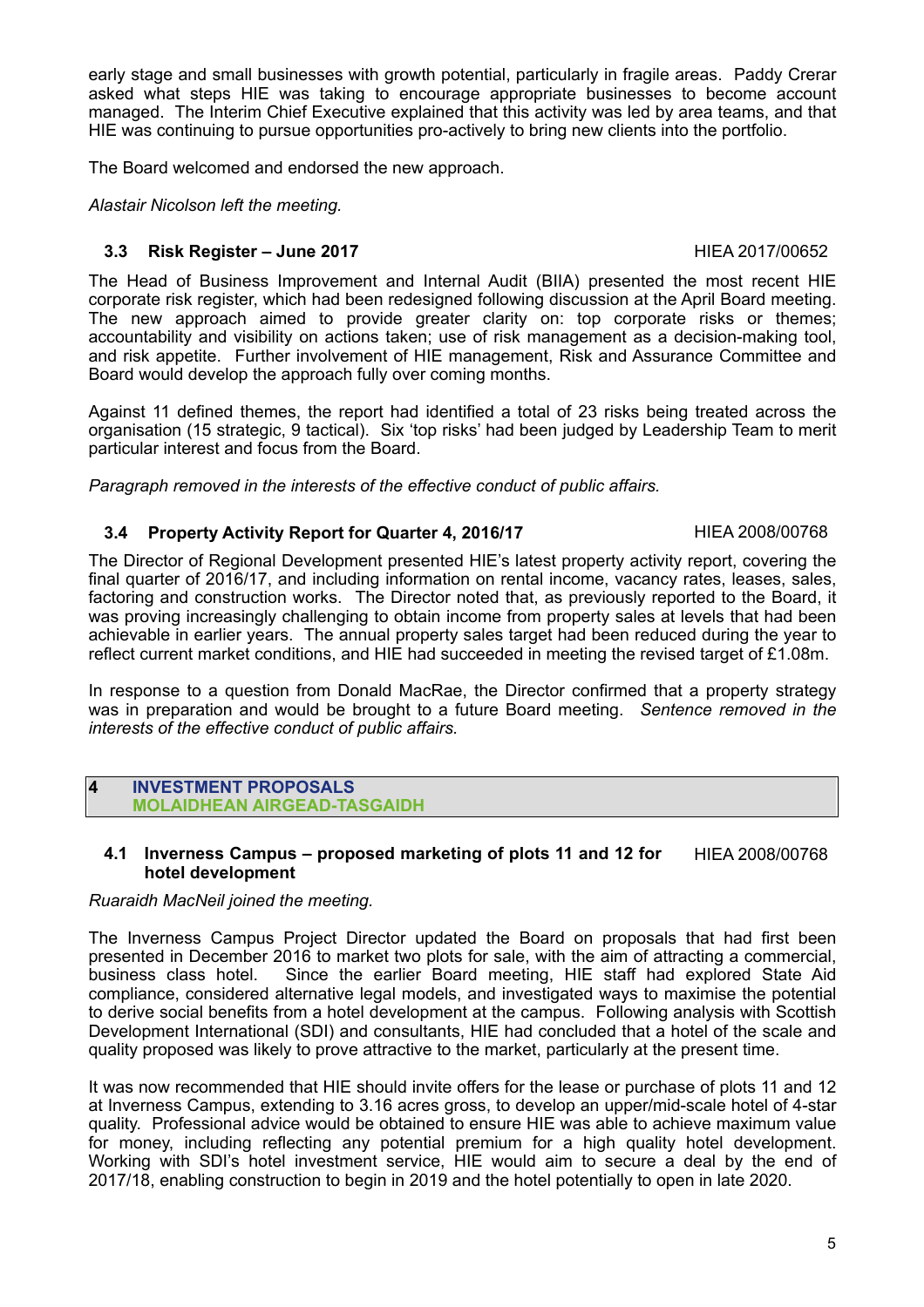early stage and small businesses with growth potential, particularly in fragile areas. Paddy Crerar asked what steps HIE was taking to encourage appropriate businesses to become account managed. The Interim Chief Executive explained that this activity was led by area teams, and that HIE was continuing to pursue opportunities pro-actively to bring new clients into the portfolio.

The Board welcomed and endorsed the new approach.

*Alastair Nicolson left the meeting.*

### 3.3 Risk Register – June 2017 — HIEA 2017/00652

The Head of Business Improvement and Internal Audit (BIIA) presented the most recent HIE corporate risk register, which had been redesigned following discussion at the April Board meeting. The new approach aimed to provide greater clarity on: top corporate risks or themes; accountability and visibility on actions taken; use of risk management as a decision-making tool, and risk appetite. Further involvement of HIE management, Risk and Assurance Committee and Board would develop the approach fully over coming months.

Against 11 defined themes, the report had identified a total of 23 risks being treated across the organisation (15 strategic, 9 tactical). Six 'top risks' had been judged by Leadership Team to merit particular interest and focus from the Board.

*Paragraph removed in the interests of the effective conduct of public affairs.*

### 3.4 Property Activity Report for Quarter 4, 2016/17 — HIEA 2008/00768

The Director of Regional Development presented HIE's latest property activity report, covering the final quarter of 2016/17, and including information on rental income, vacancy rates, leases, sales, factoring and construction works. The Director noted that, as previously reported to the Board, it was proving increasingly challenging to obtain income from property sales at levels that had been achievable in earlier years. The annual property sales target had been reduced during the year to reflect current market conditions, and HIE had succeeded in meeting the revised target of £1.08m.

In response to a question from Donald MacRae, the Director confirmed that a property strategy was in preparation and would be brought to a future Board meeting. *Sentence removed in the interests of the effective conduct of public affairs.*

## 4 INVESTMENT PROPOSALS
## MOLAIDHEAN AIRGEAD-TASGAIDH

### 4.1 Inverness Campus – proposed marketing of plots 11 and 12 for hotel development — HIEA 2008/00768

*Ruaraidh MacNeil joined the meeting.*

The Inverness Campus Project Director updated the Board on proposals that had first been presented in December 2016 to market two plots for sale, with the aim of attracting a commercial, business class hotel. Since the earlier Board meeting, HIE staff had explored State Aid compliance, considered alternative legal models, and investigated ways to maximise the potential to derive social benefits from a hotel development at the campus. Following analysis with Scottish Development International (SDI) and consultants, HIE had concluded that a hotel of the scale and quality proposed was likely to prove attractive to the market, particularly at the present time.

It was now recommended that HIE should invite offers for the lease or purchase of plots 11 and 12 at Inverness Campus, extending to 3.16 acres gross, to develop an upper/mid-scale hotel of 4-star quality. Professional advice would be obtained to ensure HIE was able to achieve maximum value for money, including reflecting any potential premium for a high quality hotel development. Working with SDI's hotel investment service, HIE would aim to secure a deal by the end of 2017/18, enabling construction to begin in 2019 and the hotel potentially to open in late 2020.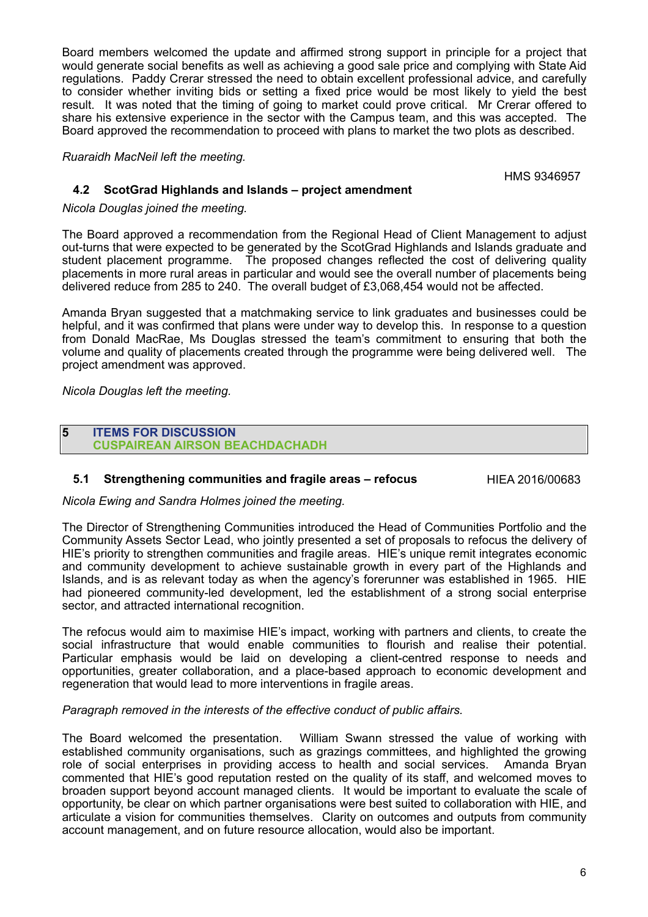Board members welcomed the update and affirmed strong support in principle for a project that would generate social benefits as well as achieving a good sale price and complying with State Aid regulations. Paddy Crerar stressed the need to obtain excellent professional advice, and carefully to consider whether inviting bids or setting a fixed price would be most likely to yield the best result. It was noted that the timing of going to market could prove critical. Mr Crerar offered to share his extensive experience in the sector with the Campus team, and this was accepted. The Board approved the recommendation to proceed with plans to market the two plots as described.

*Ruaraidh MacNeil left the meeting.*

HMS 9346957

### 4.2 ScotGrad Highlands and Islands – project amendment

*Nicola Douglas joined the meeting.*

The Board approved a recommendation from the Regional Head of Client Management to adjust out-turns that were expected to be generated by the ScotGrad Highlands and Islands graduate and student placement programme. The proposed changes reflected the cost of delivering quality placements in more rural areas in particular and would see the overall number of placements being delivered reduce from 285 to 240. The overall budget of £3,068,454 would not be affected.

Amanda Bryan suggested that a matchmaking service to link graduates and businesses could be helpful, and it was confirmed that plans were under way to develop this. In response to a question from Donald MacRae, Ms Douglas stressed the team's commitment to ensuring that both the volume and quality of placements created through the programme were being delivered well. The project amendment was approved.

*Nicola Douglas left the meeting.*

## 5 ITEMS FOR DISCUSSION
## CUSPAIREAN AIRSON BEACHDACHADH

### 5.1 Strengthening communities and fragile areas – refocus

HIEA 2016/00683

*Nicola Ewing and Sandra Holmes joined the meeting.*

The Director of Strengthening Communities introduced the Head of Communities Portfolio and the Community Assets Sector Lead, who jointly presented a set of proposals to refocus the delivery of HIE's priority to strengthen communities and fragile areas. HIE's unique remit integrates economic and community development to achieve sustainable growth in every part of the Highlands and Islands, and is as relevant today as when the agency's forerunner was established in 1965. HIE had pioneered community-led development, led the establishment of a strong social enterprise sector, and attracted international recognition.

The refocus would aim to maximise HIE's impact, working with partners and clients, to create the social infrastructure that would enable communities to flourish and realise their potential. Particular emphasis would be laid on developing a client-centred response to needs and opportunities, greater collaboration, and a place-based approach to economic development and regeneration that would lead to more interventions in fragile areas.

*Paragraph removed in the interests of the effective conduct of public affairs.*

The Board welcomed the presentation. William Swann stressed the value of working with established community organisations, such as grazings committees, and highlighted the growing role of social enterprises in providing access to health and social services. Amanda Bryan commented that HIE's good reputation rested on the quality of its staff, and welcomed moves to broaden support beyond account managed clients. It would be important to evaluate the scale of opportunity, be clear on which partner organisations were best suited to collaboration with HIE, and articulate a vision for communities themselves. Clarity on outcomes and outputs from community account management, and on future resource allocation, would also be important.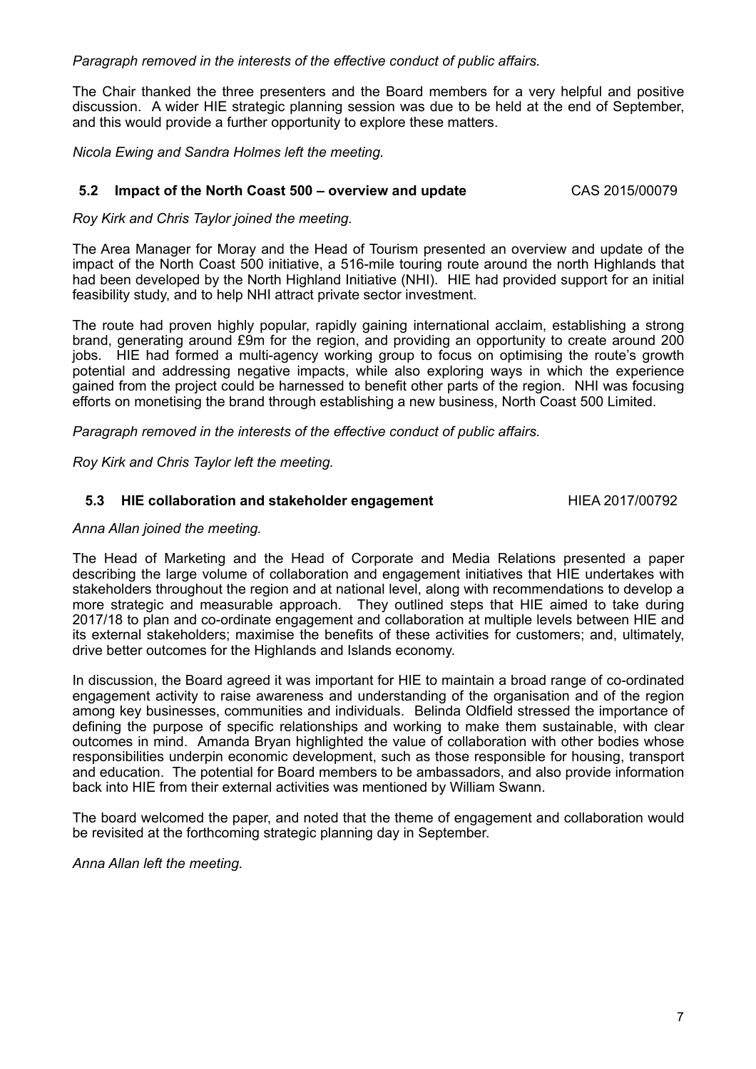*Paragraph removed in the interests of the effective conduct of public affairs.*

The Chair thanked the three presenters and the Board members for a very helpful and positive discussion. A wider HIE strategic planning session was due to be held at the end of September, and this would provide a further opportunity to explore these matters.

*Nicola Ewing and Sandra Holmes left the meeting.*

### 5.2 Impact of the North Coast 500 – overview and update — CAS 2015/00079

*Roy Kirk and Chris Taylor joined the meeting.*

The Area Manager for Moray and the Head of Tourism presented an overview and update of the impact of the North Coast 500 initiative, a 516-mile touring route around the north Highlands that had been developed by the North Highland Initiative (NHI). HIE had provided support for an initial feasibility study, and to help NHI attract private sector investment.

The route had proven highly popular, rapidly gaining international acclaim, establishing a strong brand, generating around £9m for the region, and providing an opportunity to create around 200 jobs. HIE had formed a multi-agency working group to focus on optimising the route's growth potential and addressing negative impacts, while also exploring ways in which the experience gained from the project could be harnessed to benefit other parts of the region. NHI was focusing efforts on monetising the brand through establishing a new business, North Coast 500 Limited.

*Paragraph removed in the interests of the effective conduct of public affairs.*

*Roy Kirk and Chris Taylor left the meeting.*

### 5.3 HIE collaboration and stakeholder engagement — HIEA 2017/00792

*Anna Allan joined the meeting.*

The Head of Marketing and the Head of Corporate and Media Relations presented a paper describing the large volume of collaboration and engagement initiatives that HIE undertakes with stakeholders throughout the region and at national level, along with recommendations to develop a more strategic and measurable approach. They outlined steps that HIE aimed to take during 2017/18 to plan and co-ordinate engagement and collaboration at multiple levels between HIE and its external stakeholders; maximise the benefits of these activities for customers; and, ultimately, drive better outcomes for the Highlands and Islands economy.

In discussion, the Board agreed it was important for HIE to maintain a broad range of co-ordinated engagement activity to raise awareness and understanding of the organisation and of the region among key businesses, communities and individuals. Belinda Oldfield stressed the importance of defining the purpose of specific relationships and working to make them sustainable, with clear outcomes in mind. Amanda Bryan highlighted the value of collaboration with other bodies whose responsibilities underpin economic development, such as those responsible for housing, transport and education. The potential for Board members to be ambassadors, and also provide information back into HIE from their external activities was mentioned by William Swann.

The board welcomed the paper, and noted that the theme of engagement and collaboration would be revisited at the forthcoming strategic planning day in September.

*Anna Allan left the meeting.*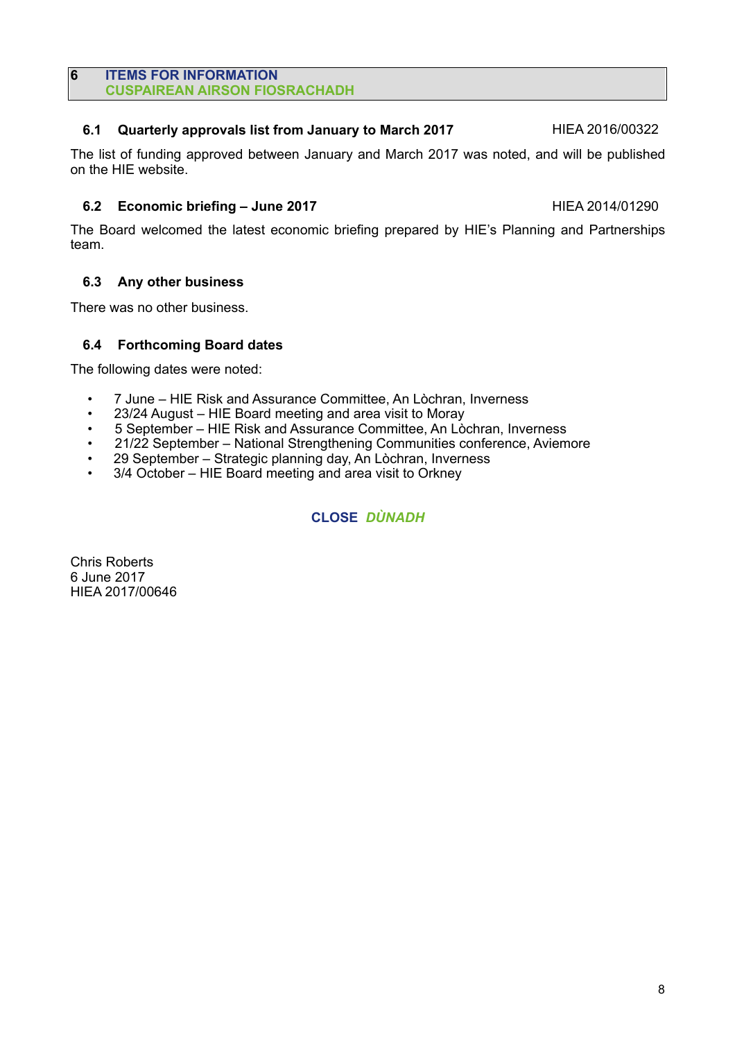## 6 ITEMS FOR INFORMATION
## CUSPAIREAN AIRSON FIOSRACHADH

### 6.1 Quarterly approvals list from January to March 2017 — HIEA 2016/00322

The list of funding approved between January and March 2017 was noted, and will be published on the HIE website.

### 6.2 Economic briefing – June 2017 — HIEA 2014/01290

The Board welcomed the latest economic briefing prepared by HIE's Planning and Partnerships team.

### 6.3 Any other business

There was no other business.

### 6.4 Forthcoming Board dates

The following dates were noted:

- 7 June – HIE Risk and Assurance Committee, An Lòchran, Inverness
- 23/24 August – HIE Board meeting and area visit to Moray
- 5 September – HIE Risk and Assurance Committee, An Lòchran, Inverness
- 21/22 September – National Strengthening Communities conference, Aviemore
- 29 September – Strategic planning day, An Lòchran, Inverness
- 3/4 October – HIE Board meeting and area visit to Orkney

**CLOSE** ***DÙNADH***

Chris Roberts
6 June 2017
HIEA 2017/00646